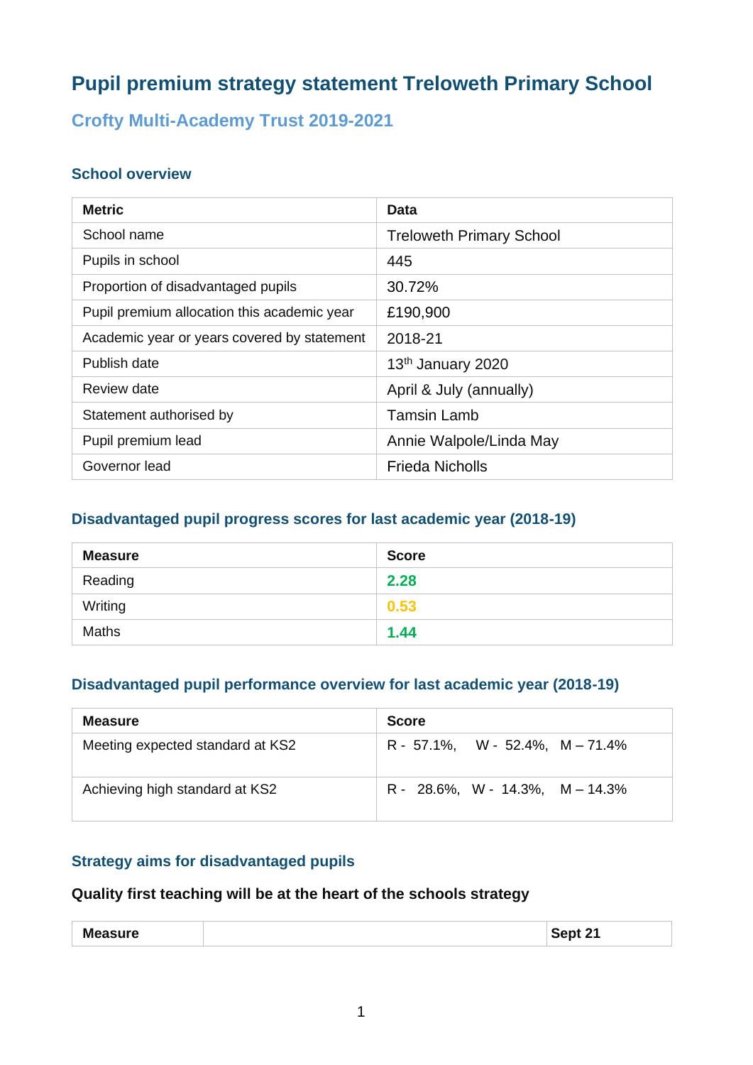# Pupil premium strategy statement Treloweth Primary School

## Crofty Multi-Academy Trust 2019-2021

### School overview

| Metric | Data |
|---|---|
| School name | Treloweth Primary School |
| Pupils in school | 445 |
| Proportion of disadvantaged pupils | 30.72% |
| Pupil premium allocation this academic year | £190,900 |
| Academic year or years covered by statement | 2018-21 |
| Publish date | 13th January 2020 |
| Review date | April & July (annually) |
| Statement authorised by | Tamsin Lamb |
| Pupil premium lead | Annie Walpole/Linda May |
| Governor lead | Frieda Nicholls |

### Disadvantaged pupil progress scores for last academic year (2018-19)

| Measure | Score |
|---|---|
| Reading | **2.28** |
| Writing | **0.53** |
| Maths | **1.44** |

### Disadvantaged pupil performance overview for last academic year (2018-19)

| Measure | Score |
|---|---|
| Meeting expected standard at KS2 | R - 57.1%, W - 52.4%, M – 71.4% |
| Achieving high standard at KS2 | R - 28.6%, W - 14.3%, M – 14.3% |

### Strategy aims for disadvantaged pupils

**Quality first teaching will be at the heart of the schools strategy**

| Measure | | Sept 21 |
|---|---|---|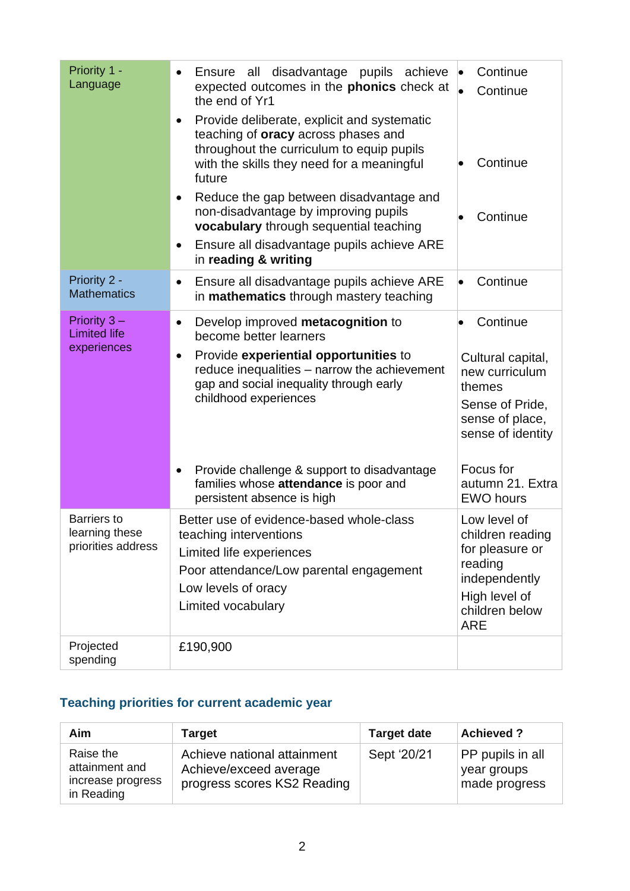| Priority 1 - Language | • Ensure all disadvantage pupils achieve expected outcomes in the **phonics** check at the end of Yr1<br>• Provide deliberate, explicit and systematic teaching of **oracy** across phases and throughout the curriculum to equip pupils with the skills they need for a meaningful future<br>• Reduce the gap between disadvantage and non-disadvantage by improving pupils **vocabulary** through sequential teaching<br>• Ensure all disadvantage pupils achieve ARE in **reading & writing** | • Continue<br>• Continue<br>• Continue<br>• Continue |
|---|---|---|
| Priority 2 - Mathematics | • Ensure all disadvantage pupils achieve ARE in **mathematics** through mastery teaching | • Continue |
| Priority 3 – Limited life experiences | • Develop improved **metacognition** to become better learners<br>• Provide **experiential opportunities** to reduce inequalities – narrow the achievement gap and social inequality through early childhood experiences<br>• Provide challenge & support to disadvantage families whose **attendance** is poor and persistent absence is high | • Continue<br>Cultural capital, new curriculum themes<br>Sense of Pride, sense of place, sense of identity<br>Focus for autumn 21. Extra EWO hours |
| Barriers to learning these priorities address | Better use of evidence-based whole-class teaching interventions<br>Limited life experiences<br>Poor attendance/Low parental engagement<br>Low levels of oracy<br>Limited vocabulary | Low level of children reading for pleasure or reading independently<br>High level of children below ARE |
| Projected spending | £190,900 | |

## Teaching priorities for current academic year

| Aim | Target | Target date | Achieved ? |
|---|---|---|---|
| Raise the attainment and increase progress in Reading | Achieve national attainment<br>Achieve/exceed average progress scores KS2 Reading | Sept '20/21 | PP pupils in all year groups made progress |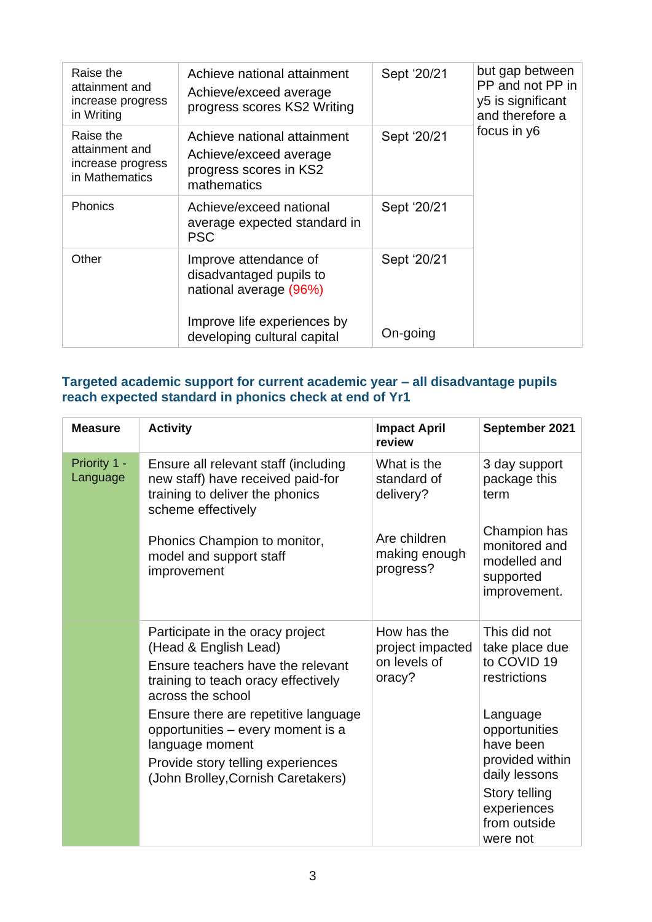| | | | |
|---|---|---|---|
| Raise the attainment and increase progress in Writing | Achieve national attainment<br>Achieve/exceed average progress scores KS2 Writing | Sept '20/21 | but gap between PP and not PP in y5 is significant and therefore a focus in y6 |
| Raise the attainment and increase progress in Mathematics | Achieve national attainment<br>Achieve/exceed average progress scores in KS2 mathematics | Sept '20/21 | |
| Phonics | Achieve/exceed national average expected standard in PSC | Sept '20/21 | |
| Other | Improve attendance of disadvantaged pupils to national average (96%)<br><br>Improve life experiences by developing cultural capital | Sept '20/21<br><br>On-going | |

### Targeted academic support for current academic year – all disadvantage pupils reach expected standard in phonics check at end of Yr1

| Measure | Activity | Impact April review | September 2021 |
|---|---|---|---|
| Priority 1 - Language | Ensure all relevant staff (including new staff) have received paid-for training to deliver the phonics scheme effectively<br><br>Phonics Champion to monitor, model and support staff improvement | What is the standard of delivery?<br><br>Are children making enough progress? | 3 day support package this term<br><br>Champion has monitored and modelled and supported improvement. |
| | Participate in the oracy project (Head & English Lead)<br>Ensure teachers have the relevant training to teach oracy effectively across the school<br>Ensure there are repetitive language opportunities – every moment is a language moment<br>Provide story telling experiences (John Brolley,Cornish Caretakers) | How has the project impacted on levels of oracy? | This did not take place due to COVID 19 restrictions<br><br>Language opportunities have been provided within daily lessons<br>Story telling experiences from outside were not |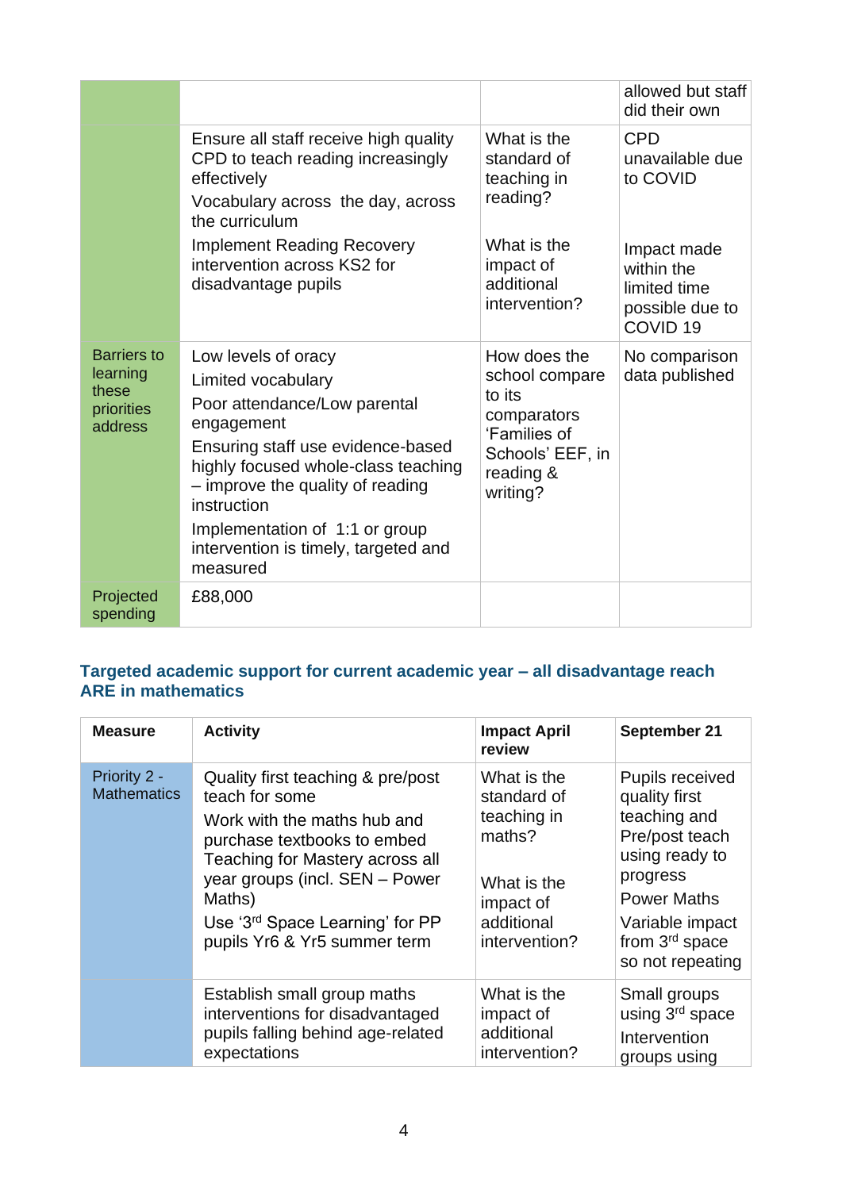| | | | |
|---|---|---|---|
| | | | allowed but staff did their own |
| | Ensure all staff receive high quality CPD to teach reading increasingly effectively<br>Vocabulary across the day, across the curriculum<br>Implement Reading Recovery intervention across KS2 for disadvantage pupils | What is the standard of teaching in reading?<br><br>What is the impact of additional intervention? | CPD unavailable due to COVID<br><br>Impact made within the limited time possible due to COVID 19 |
| Barriers to learning these priorities address | Low levels of oracy<br>Limited vocabulary<br>Poor attendance/Low parental engagement<br>Ensuring staff use evidence-based highly focused whole-class teaching – improve the quality of reading instruction<br>Implementation of 1:1 or group intervention is timely, targeted and measured | How does the school compare to its comparators 'Families of Schools' EEF, in reading & writing? | No comparison data published |
| Projected spending | £88,000 | | |

## Targeted academic support for current academic year – all disadvantage reach ARE in mathematics

| Measure | Activity | Impact April review | September 21 |
|---|---|---|---|
| Priority 2 - Mathematics | Quality first teaching & pre/post teach for some<br>Work with the maths hub and purchase textbooks to embed Teaching for Mastery across all year groups (incl. SEN – Power Maths)<br>Use '3rd Space Learning' for PP pupils Yr6 & Yr5 summer term | What is the standard of teaching in maths?<br><br>What is the impact of additional intervention? | Pupils received quality first teaching and Pre/post teach using ready to progress<br>Power Maths<br>Variable impact from 3rd space so not repeating |
| | Establish small group maths interventions for disadvantaged pupils falling behind age-related expectations | What is the impact of additional intervention? | Small groups using 3rd space<br>Intervention groups using |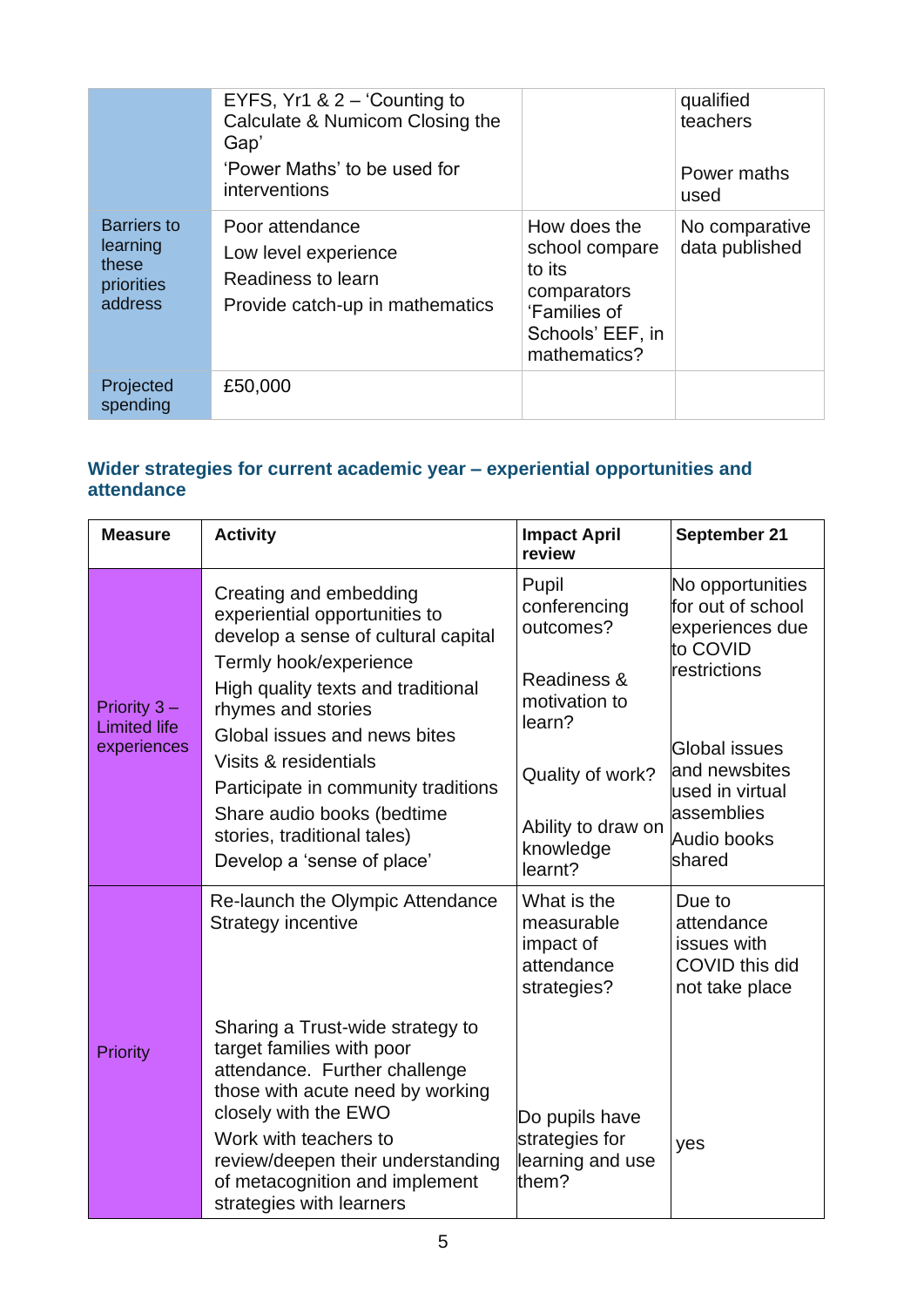| | | | |
|---|---|---|---|
| | EYFS, Yr1 & 2 – 'Counting to Calculate & Numicom Closing the Gap'<br>'Power Maths' to be used for interventions | | qualified teachers<br><br>Power maths used |
| Barriers to learning these priorities address | Poor attendance<br>Low level experience<br>Readiness to learn<br>Provide catch-up in mathematics | How does the school compare to its comparators 'Families of Schools' EEF, in mathematics? | No comparative data published |
| Projected spending | £50,000 | | |

## Wider strategies for current academic year – experiential opportunities and attendance

| Measure | Activity | Impact April review | September 21 |
|---|---|---|---|
| Priority 3 – Limited life experiences | Creating and embedding experiential opportunities to develop a sense of cultural capital<br>Termly hook/experience<br>High quality texts and traditional rhymes and stories<br>Global issues and news bites<br>Visits & residentials<br>Participate in community traditions<br>Share audio books (bedtime stories, traditional tales)<br>Develop a 'sense of place' | Pupil conferencing outcomes?<br><br>Readiness & motivation to learn?<br><br>Quality of work?<br><br>Ability to draw on knowledge learnt? | No opportunities for out of school experiences due to COVID restrictions<br><br>Global issues and newsbites used in virtual assemblies<br>Audio books shared |
| Priority | Re-launch the Olympic Attendance Strategy incentive<br><br>Sharing a Trust-wide strategy to target families with poor attendance. Further challenge those with acute need by working closely with the EWO<br>Work with teachers to review/deepen their understanding of metacognition and implement strategies with learners | What is the measurable impact of attendance strategies?<br><br>Do pupils have strategies for learning and use them? | Due to attendance issues with COVID this did not take place<br><br>yes |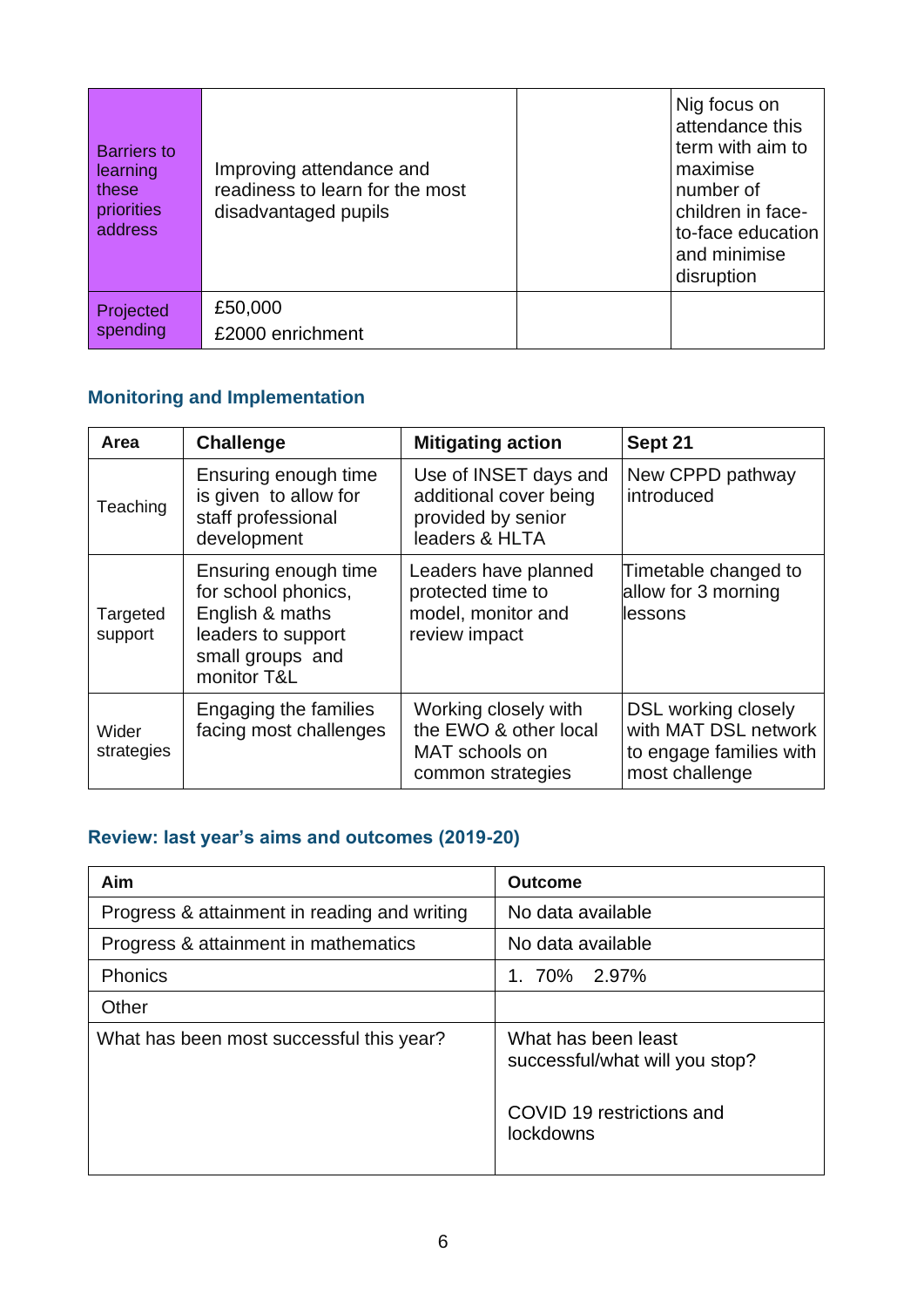| Barriers to learning these priorities address | Improving attendance and readiness to learn for the most disadvantaged pupils | | Nig focus on attendance this term with aim to maximise number of children in face-to-face education and minimise disruption |
|---|---|---|---|
| Projected spending | £50,000<br>£2000 enrichment | | |

## Monitoring and Implementation

| Area | Challenge | Mitigating action | Sept 21 |
|---|---|---|---|
| Teaching | Ensuring enough time is given to allow for staff professional development | Use of INSET days and additional cover being provided by senior leaders & HLTA | New CPPD pathway introduced |
| Targeted support | Ensuring enough time for school phonics, English & maths leaders to support small groups and monitor T&L | Leaders have planned protected time to model, monitor and review impact | Timetable changed to allow for 3 morning lessons |
| Wider strategies | Engaging the families facing most challenges | Working closely with the EWO & other local MAT schools on common strategies | DSL working closely with MAT DSL network to engage families with most challenge |

## Review: last year's aims and outcomes (2019-20)

| Aim | Outcome |
|---|---|
| Progress & attainment in reading and writing | No data available |
| Progress & attainment in mathematics | No data available |
| Phonics | 1. 70% 2.97% |
| Other | |
| What has been most successful this year? | What has been least successful/what will you stop?<br><br>COVID 19 restrictions and lockdowns |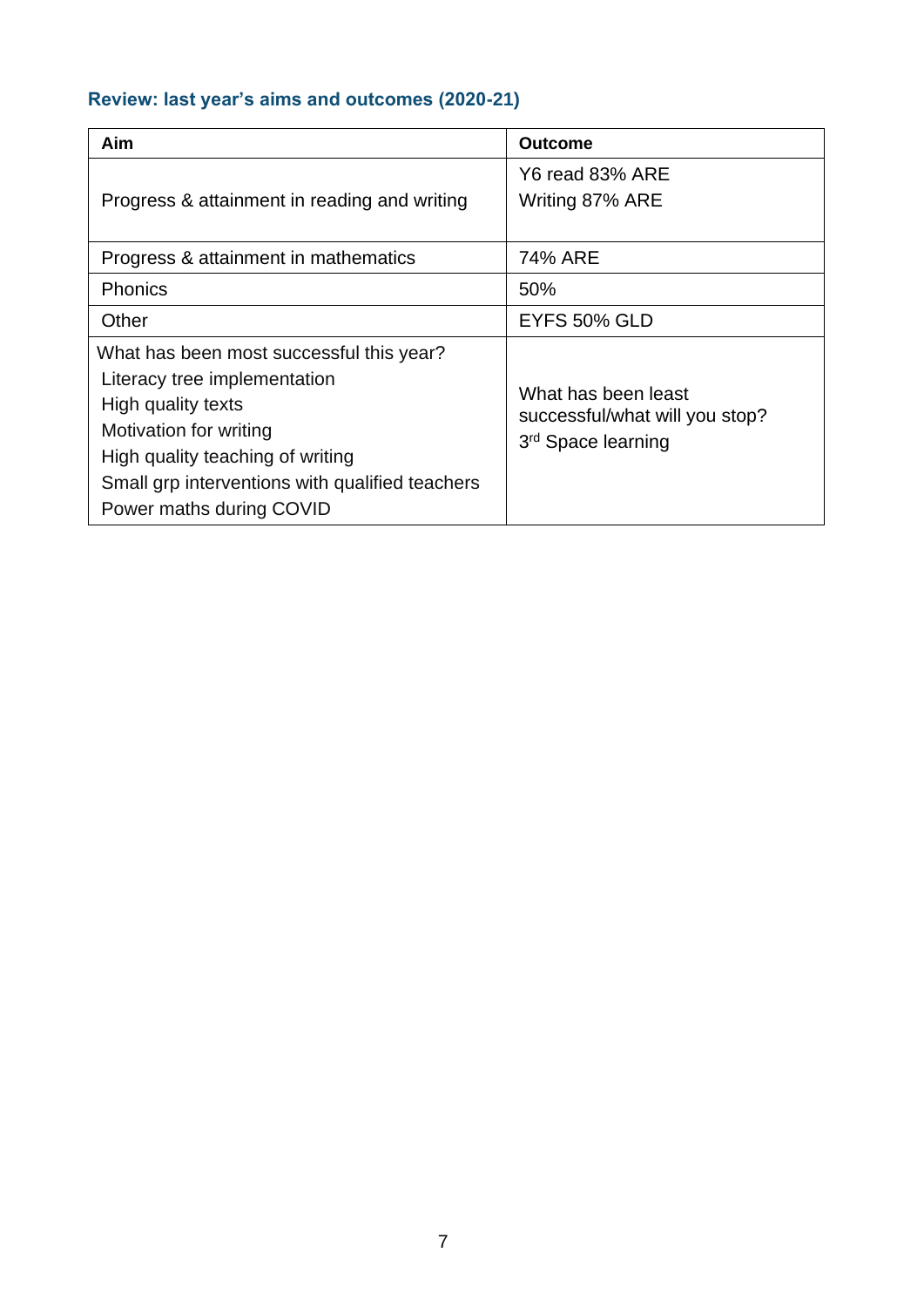### Review: last year's aims and outcomes (2020-21)

| Aim | Outcome |
|---|---|
| Progress & attainment in reading and writing | Y6 read 83% ARE<br>Writing 87% ARE |
| Progress & attainment in mathematics | 74% ARE |
| Phonics | 50% |
| Other | EYFS 50% GLD |
| What has been most successful this year?<br>Literacy tree implementation<br>High quality texts<br>Motivation for writing<br>High quality teaching of writing<br>Small grp interventions with qualified teachers<br>Power maths during COVID | What has been least successful/what will you stop?<br>3rd Space learning |